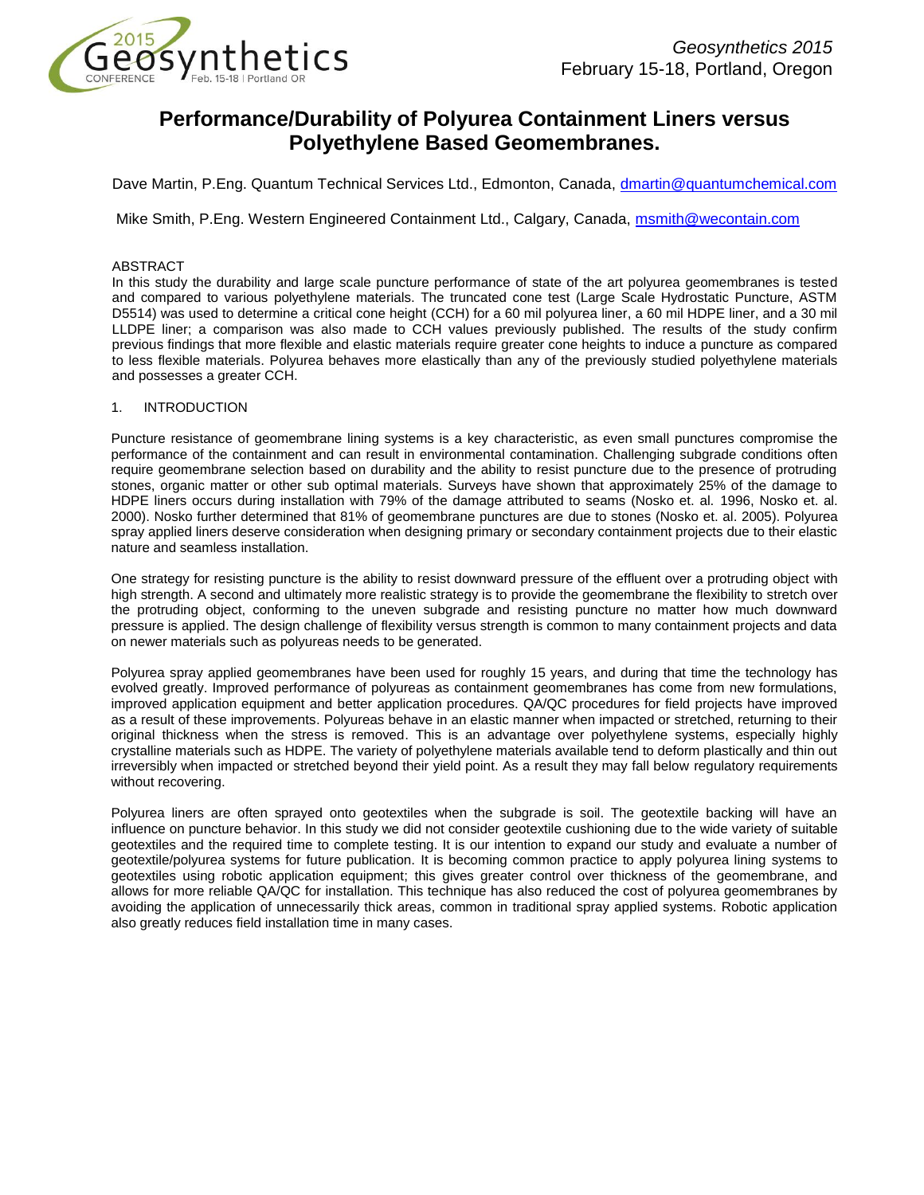# Performance/Durability of Polyurea Containment Liners versus Polyethylene Based Geomembranes.

Dave Martin, P.Eng. Quantum Technical Services Ltd., Edmonton, Canada, dmartin@quantumchemical.com

Mike Smith, P.Eng. Western Engineered Containment Ltd., Calgary, Canada, msmith@wecontain.com

## ABSTRACT

In this study the durability and large scale puncture performance of state of the art polyurea geomembranes is tested and compared to various polyethylene materials. The truncated cone test (Large Scale Hydrostatic Puncture, ASTM D5514) was used to determine a critical cone height (CCH) for a 60 mil polyurea liner, a 60 mil HDPE liner, and a 30 mil LLDPE liner; a comparison was also made to CCH values previously published. The results of the study confirm previous findings that more flexible and elastic materials require greater cone heights to induce a puncture as compared to less flexible materials. Polyurea behaves more elastically than any of the previously studied polyethylene materials and possesses a greater CCH.

## 1. INTRODUCTION

Puncture resistance of geomembrane lining systems is a key characteristic, as even small punctures compromise the performance of the containment and can result in environmental contamination. Challenging subgrade conditions often require geomembrane selection based on durability and the ability to resist puncture due to the presence of protruding stones, organic matter or other sub optimal materials. Surveys have shown that approximately 25% of the damage to HDPE liners occurs during installation with 79% of the damage attributed to seams (Nosko et. al. 1996, Nosko et. al. 2000). Nosko further determined that 81% of geomembrane punctures are due to stones (Nosko et. al. 2005). Polyurea spray applied liners deserve consideration when designing primary or secondary containment projects due to their elastic nature and seamless installation.

One strategy for resisting puncture is the ability to resist downward pressure of the effluent over a protruding object with high strength. A second and ultimately more realistic strategy is to provide the geomembrane the flexibility to stretch over the protruding object, conforming to the uneven subgrade and resisting puncture no matter how much downward pressure is applied. The design challenge of flexibility versus strength is common to many containment projects and data on newer materials such as polyureas needs to be generated.

Polyurea spray applied geomembranes have been used for roughly 15 years, and during that time the technology has evolved greatly. Improved performance of polyureas as containment geomembranes has come from new formulations, improved application equipment and better application procedures. QA/QC procedures for field projects have improved as a result of these improvements. Polyureas behave in an elastic manner when impacted or stretched, returning to their original thickness when the stress is removed. This is an advantage over polyethylene systems, especially highly crystalline materials such as HDPE. The variety of polyethylene materials available tend to deform plastically and thin out irreversibly when impacted or stretched beyond their yield point. As a result they may fall below regulatory requirements without recovering.

Polyurea liners are often sprayed onto geotextiles when the subgrade is soil. The geotextile backing will have an influence on puncture behavior. In this study we did not consider geotextile cushioning due to the wide variety of suitable geotextiles and the required time to complete testing. It is our intention to expand our study and evaluate a number of geotextile/polyurea systems for future publication. It is becoming common practice to apply polyurea lining systems to geotextiles using robotic application equipment; this gives greater control over thickness of the geomembrane, and allows for more reliable QA/QC for installation. This technique has also reduced the cost of polyurea geomembranes by avoiding the application of unnecessarily thick areas, common in traditional spray applied systems. Robotic application also greatly reduces field installation time in many cases.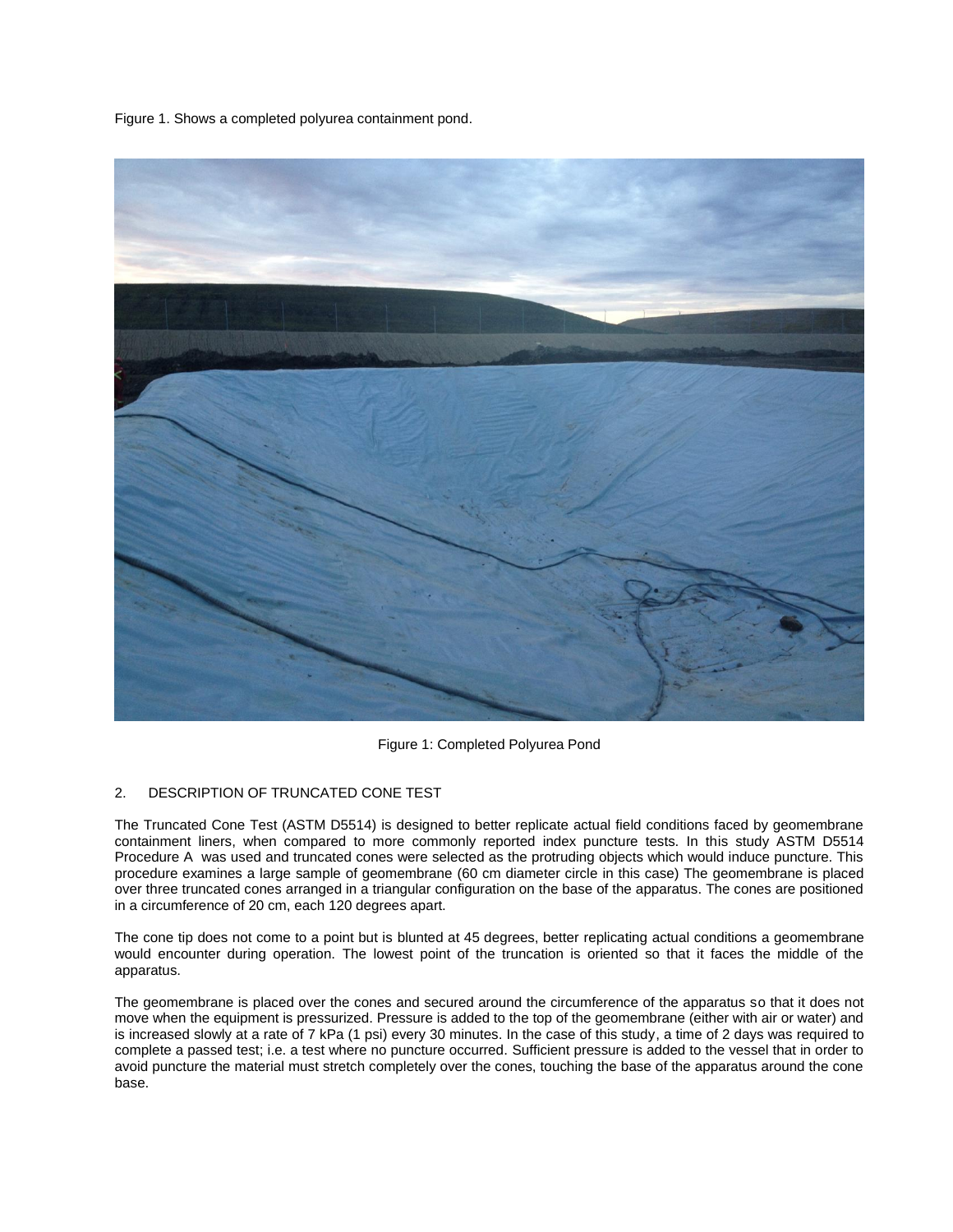Figure 1. Shows a completed polyurea containment pond.

Figure 1: Completed Polyurea Pond

## 2. DESCRIPTION OF TRUNCATED CONE TEST

The Truncated Cone Test (ASTM D5514) is designed to better replicate actual field conditions faced by geomembrane containment liners, when compared to more commonly reported index puncture tests. In this study ASTM D5514 Procedure A was used and truncated cones were selected as the protruding objects which would induce puncture. This procedure examines a large sample of geomembrane (60 cm diameter circle in this case) The geomembrane is placed over three truncated cones arranged in a triangular configuration on the base of the apparatus. The cones are positioned in a circumference of 20 cm, each 120 degrees apart.

The cone tip does not come to a point but is blunted at 45 degrees, better replicating actual conditions a geomembrane would encounter during operation. The lowest point of the truncation is oriented so that it faces the middle of the apparatus.

The geomembrane is placed over the cones and secured around the circumference of the apparatus so that it does not move when the equipment is pressurized. Pressure is added to the top of the geomembrane (either with air or water) and is increased slowly at a rate of 7 kPa (1 psi) every 30 minutes. In the case of this study, a time of 2 days was required to complete a passed test; i.e. a test where no puncture occurred. Sufficient pressure is added to the vessel that in order to avoid puncture the material must stretch completely over the cones, touching the base of the apparatus around the cone base.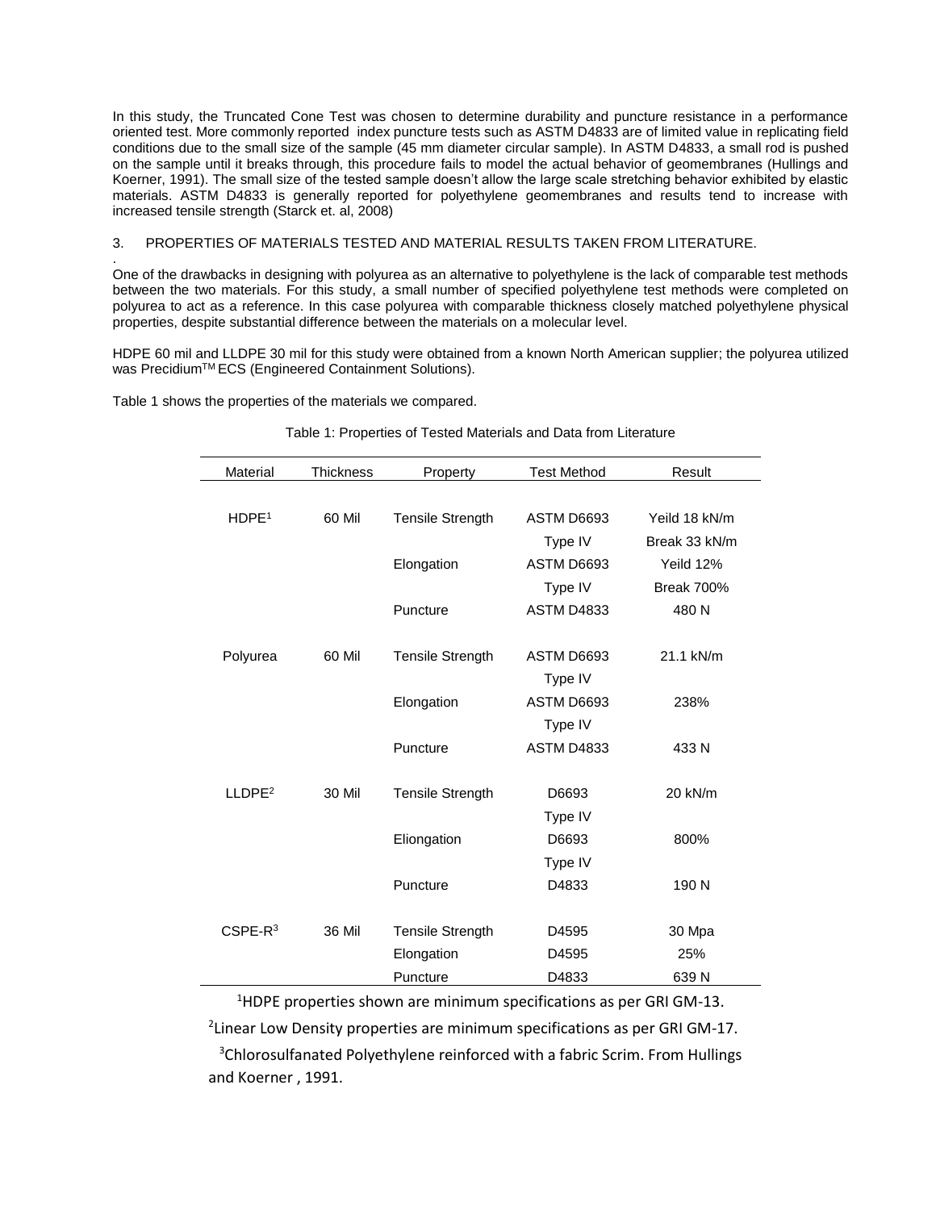In this study, the Truncated Cone Test was chosen to determine durability and puncture resistance in a performance oriented test. More commonly reported index puncture tests such as ASTM D4833 are of limited value in replicating field conditions due to the small size of the sample (45 mm diameter circular sample). In ASTM D4833, a small rod is pushed on the sample until it breaks through, this procedure fails to model the actual behavior of geomembranes (Hullings and Koerner, 1991). The small size of the tested sample doesn't allow the large scale stretching behavior exhibited by elastic materials. ASTM D4833 is generally reported for polyethylene geomembranes and results tend to increase with increased tensile strength (Starck et. al, 2008)

## 3. PROPERTIES OF MATERIALS TESTED AND MATERIAL RESULTS TAKEN FROM LITERATURE.

.

One of the drawbacks in designing with polyurea as an alternative to polyethylene is the lack of comparable test methods between the two materials. For this study, a small number of specified polyethylene test methods were completed on polyurea to act as a reference. In this case polyurea with comparable thickness closely matched polyethylene physical properties, despite substantial difference between the materials on a molecular level.

HDPE 60 mil and LLDPE 30 mil for this study were obtained from a known North American supplier; the polyurea utilized was Precidium™ ECS (Engineered Containment Solutions).

Table 1 shows the properties of the materials we compared.

Table 1: Properties of Tested Materials and Data from Literature

| Material | Thickness | Property | Test Method | Result |
|---|---|---|---|---|
| HDPE[1] | 60 Mil | Tensile Strength | ASTM D6693 Type IV | Yeild 18 kN/m<br>Break 33 kN/m |
| | | Elongation | ASTM D6693 Type IV | Yeild 12%<br>Break 700% |
| | | Puncture | ASTM D4833 | 480 N |
| Polyurea | 60 Mil | Tensile Strength | ASTM D6693 Type IV | 21.1 kN/m |
| | | Elongation | ASTM D6693 Type IV | 238% |
| | | Puncture | ASTM D4833 | 433 N |
| LLDPE[2] | 30 Mil | Tensile Strength | D6693 Type IV | 20 kN/m |
| | | Eliongation | D6693 Type IV | 800% |
| | | Puncture | D4833 | 190 N |
| CSPE-R[3] | 36 Mil | Tensile Strength | D4595 | 30 Mpa |
| | | Elongation | D4595 | 25% |
| | | Puncture | D4833 | 639 N |

[1]HDPE properties shown are minimum specifications as per GRI GM-13.

[2]Linear Low Density properties are minimum specifications as per GRI GM-17.

[3]Chlorosulfanated Polyethylene reinforced with a fabric Scrim. From Hullings and Koerner , 1991.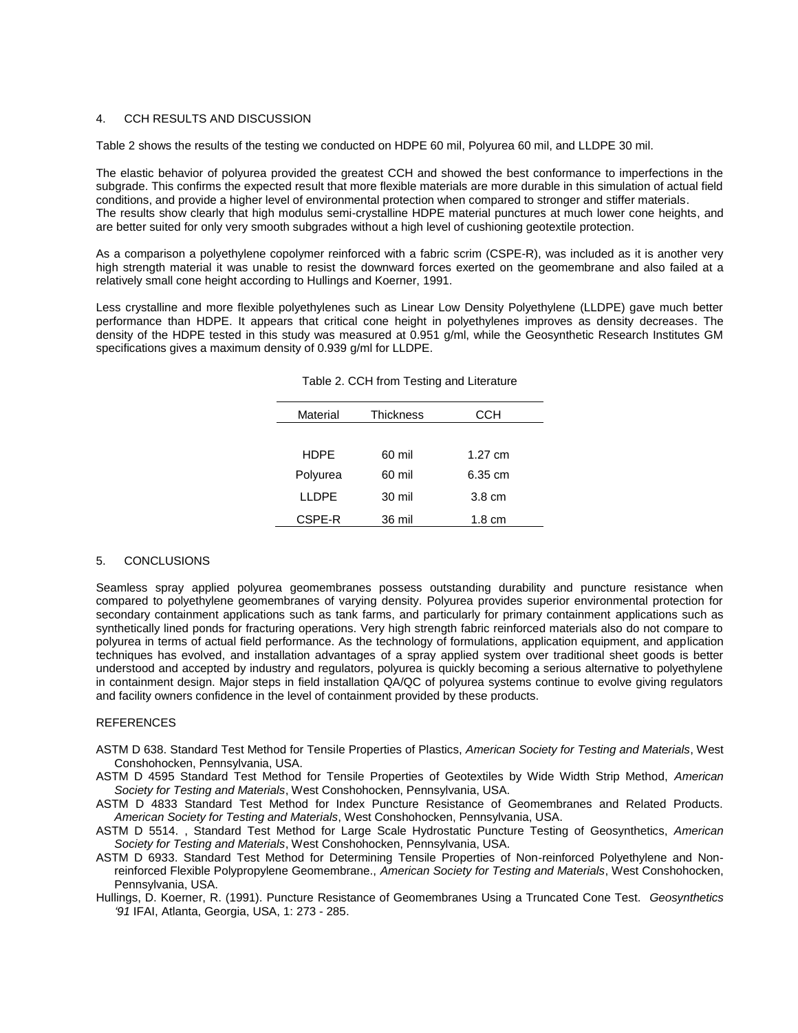## 4. CCH RESULTS AND DISCUSSION

Table 2 shows the results of the testing we conducted on HDPE 60 mil, Polyurea 60 mil, and LLDPE 30 mil.

The elastic behavior of polyurea provided the greatest CCH and showed the best conformance to imperfections in the subgrade. This confirms the expected result that more flexible materials are more durable in this simulation of actual field conditions, and provide a higher level of environmental protection when compared to stronger and stiffer materials. The results show clearly that high modulus semi-crystalline HDPE material punctures at much lower cone heights, and are better suited for only very smooth subgrades without a high level of cushioning geotextile protection.

As a comparison a polyethylene copolymer reinforced with a fabric scrim (CSPE-R), was included as it is another very high strength material it was unable to resist the downward forces exerted on the geomembrane and also failed at a relatively small cone height according to Hullings and Koerner, 1991.

Less crystalline and more flexible polyethylenes such as Linear Low Density Polyethylene (LLDPE) gave much better performance than HDPE. It appears that critical cone height in polyethylenes improves as density decreases. The density of the HDPE tested in this study was measured at 0.951 g/ml, while the Geosynthetic Research Institutes GM specifications gives a maximum density of 0.939 g/ml for LLDPE.

Table 2. CCH from Testing and Literature

| Material | Thickness | CCH |
|---|---|---|
| HDPE | 60 mil | 1.27 cm |
| Polyurea | 60 mil | 6.35 cm |
| LLDPE | 30 mil | 3.8 cm |
| CSPE-R | 36 mil | 1.8 cm |

## 5. CONCLUSIONS

Seamless spray applied polyurea geomembranes possess outstanding durability and puncture resistance when compared to polyethylene geomembranes of varying density. Polyurea provides superior environmental protection for secondary containment applications such as tank farms, and particularly for primary containment applications such as synthetically lined ponds for fracturing operations. Very high strength fabric reinforced materials also do not compare to polyurea in terms of actual field performance. As the technology of formulations, application equipment, and application techniques has evolved, and installation advantages of a spray applied system over traditional sheet goods is better understood and accepted by industry and regulators, polyurea is quickly becoming a serious alternative to polyethylene in containment design. Major steps in field installation QA/QC of polyurea systems continue to evolve giving regulators and facility owners confidence in the level of containment provided by these products.

## REFERENCES

ASTM D 638. Standard Test Method for Tensile Properties of Plastics, *American Society for Testing and Materials*, West Conshohocken, Pennsylvania, USA.

ASTM D 4595 Standard Test Method for Tensile Properties of Geotextiles by Wide Width Strip Method, *American Society for Testing and Materials*, West Conshohocken, Pennsylvania, USA.

ASTM D 4833 Standard Test Method for Index Puncture Resistance of Geomembranes and Related Products. *American Society for Testing and Materials*, West Conshohocken, Pennsylvania, USA.

ASTM D 5514. , Standard Test Method for Large Scale Hydrostatic Puncture Testing of Geosynthetics, *American Society for Testing and Materials*, West Conshohocken, Pennsylvania, USA.

ASTM D 6933. Standard Test Method for Determining Tensile Properties of Non-reinforced Polyethylene and Non-reinforced Flexible Polypropylene Geomembrane., *American Society for Testing and Materials*, West Conshohocken, Pennsylvania, USA.

Hullings, D. Koerner, R. (1991). Puncture Resistance of Geomembranes Using a Truncated Cone Test. *Geosynthetics '91* IFAI, Atlanta, Georgia, USA, 1: 273 - 285.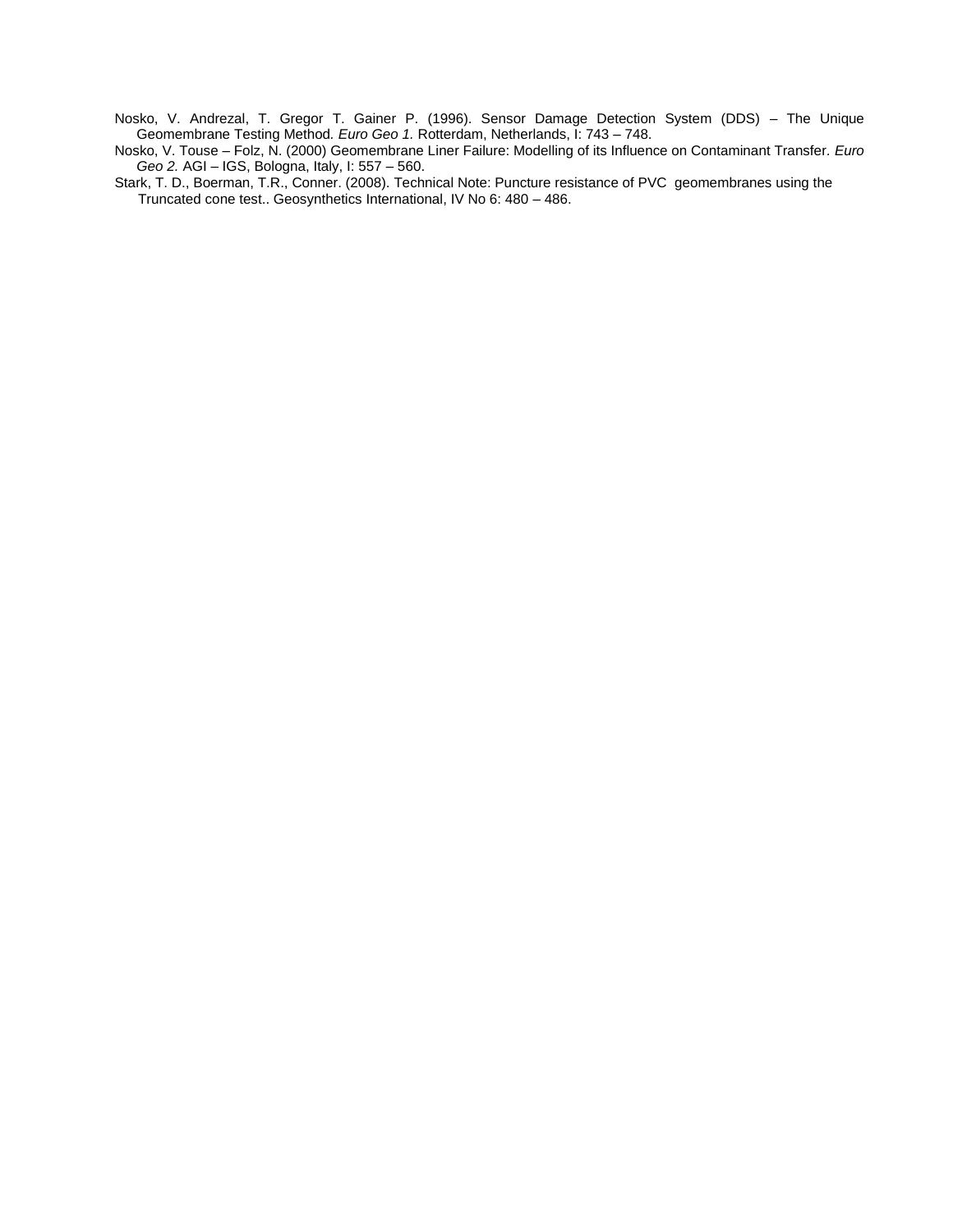Nosko, V. Andrezal, T. Gregor T. Gainer P. (1996). Sensor Damage Detection System (DDS) – The Unique Geomembrane Testing Method. *Euro Geo 1.* Rotterdam, Netherlands, I: 743 – 748.

Nosko, V. Touse – Folz, N. (2000) Geomembrane Liner Failure: Modelling of its Influence on Contaminant Transfer. *Euro Geo 2.* AGI – IGS, Bologna, Italy, I: 557 – 560.

Stark, T. D., Boerman, T.R., Conner. (2008). Technical Note: Puncture resistance of PVC geomembranes using the Truncated cone test.. Geosynthetics International, IV No 6: 480 – 486.